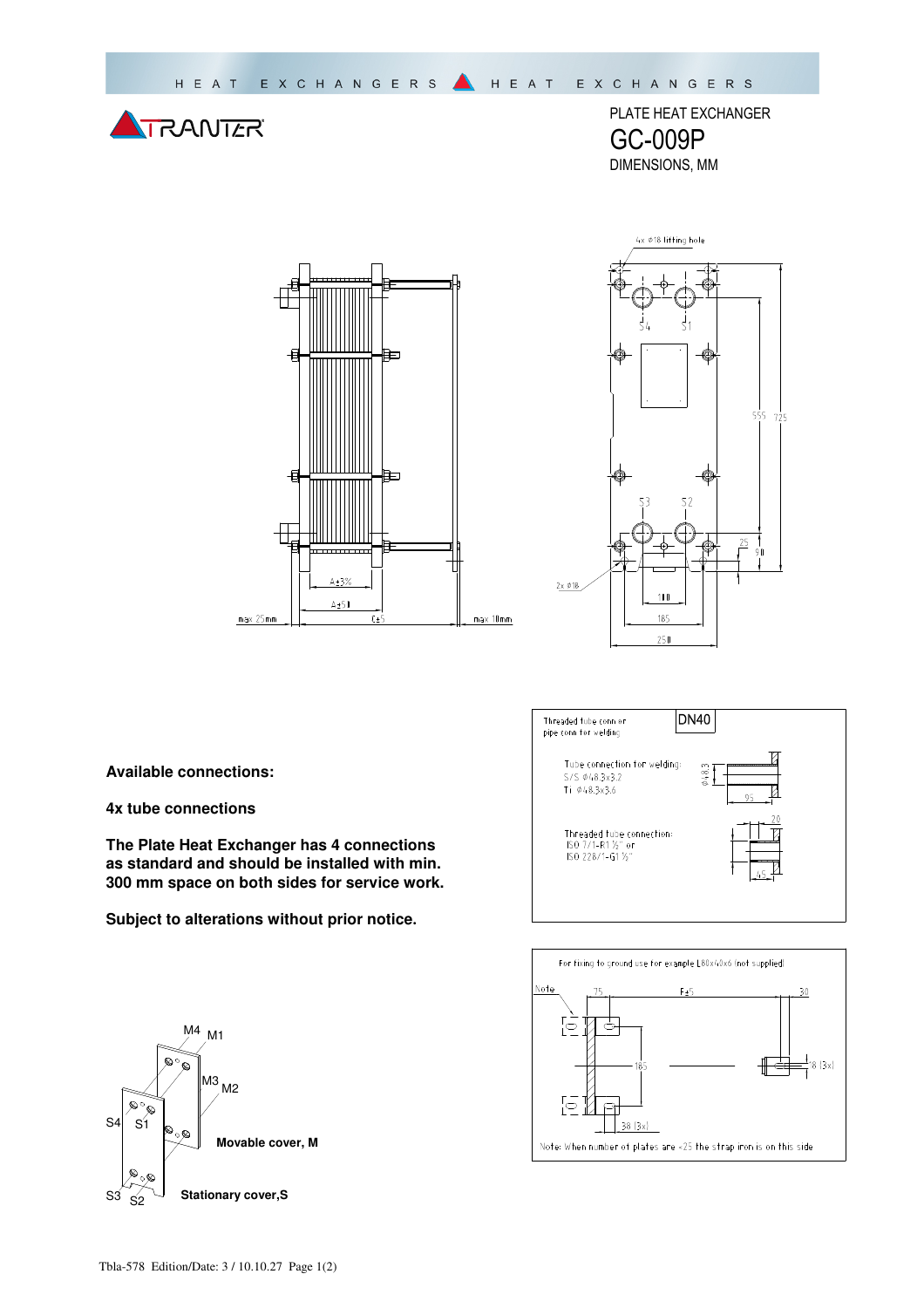PLATE HEAT EXCHANGER

# GC-009P

DIMENSIONS, MM

4x Ø18 lifting hole

S4 S1

S3 S2

555 725

25 90

2x Ø18

100

185

250

A±3%

A±5 0

C±5

max 25mm

max 10mm

**Available connections:**

**4x tube connections**

**The Plate Heat Exchanger has 4 connections as standard and should be installed with min. 300 mm space on both sides for service work.**

**Subject to alterations without prior notice.**

Threaded tube conn or pipe conn for welding

DN40

Tube connection for welding:
S/S Ø48.3x3.2
Ti Ø48.3x3.6

Ø48.3

95

Threaded tube connection:
ISO 7/1-R1 ½" or
ISO 228/1-G1 ½"

20

45

For fixing to ground use for example L80x40x6 (not supplied)

Note

75

F±5

30

185

18 (3x)

38 (3x)

Note: When number of plates are <25 the strap iron is on this side

M4 M1

M3 M2

S4 S1

S3 S2

**Movable cover, M**

**Stationary cover,S**

Tbla-578 Edition/Date: 3 / 10.10.27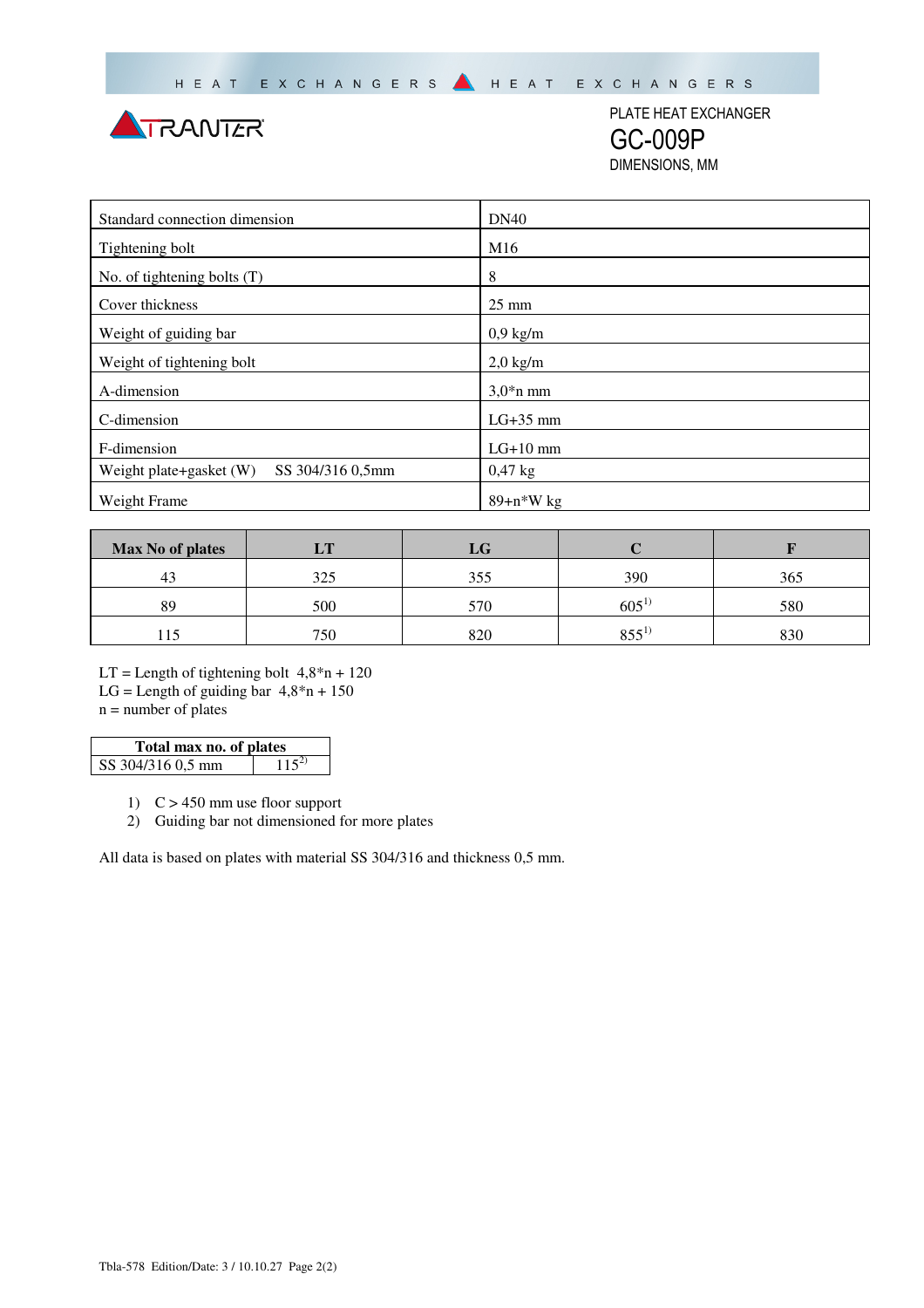TRANTER

PLATE HEAT EXCHANGER

# GC-009P

DIMENSIONS, MM

| | |
|---|---|
| Standard connection dimension | DN40 |
| Tightening bolt | M16 |
| No. of tightening bolts (T) | 8 |
| Cover thickness | 25 mm |
| Weight of guiding bar | 0,9 kg/m |
| Weight of tightening bolt | 2,0 kg/m |
| A-dimension | 3,0*n mm |
| C-dimension | LG+35 mm |
| F-dimension | LG+10 mm |
| Weight plate+gasket (W) SS 304/316 0,5mm | 0,47 kg |
| Weight Frame | 89+n*W kg |

| Max No of plates | LT | LG | C | F |
|---|---|---|---|---|
| 43 | 325 | 355 | 390 | 365 |
| 89 | 500 | 570 | 605[1)] | 580 |
| 115 | 750 | 820 | 855[1)] | 830 |

LT = Length of tightening bolt 4,8*n + 120
LG = Length of guiding bar 4,8*n + 150
n = number of plates

| Total max no. of plates | |
|---|---|
| SS 304/316 0,5 mm | 115[2)] |

1) C > 450 mm use floor support
2) Guiding bar not dimensioned for more plates

All data is based on plates with material SS 304/316 and thickness 0,5 mm.

Tbla-578 Edition/Date: 3 / 10.10.27